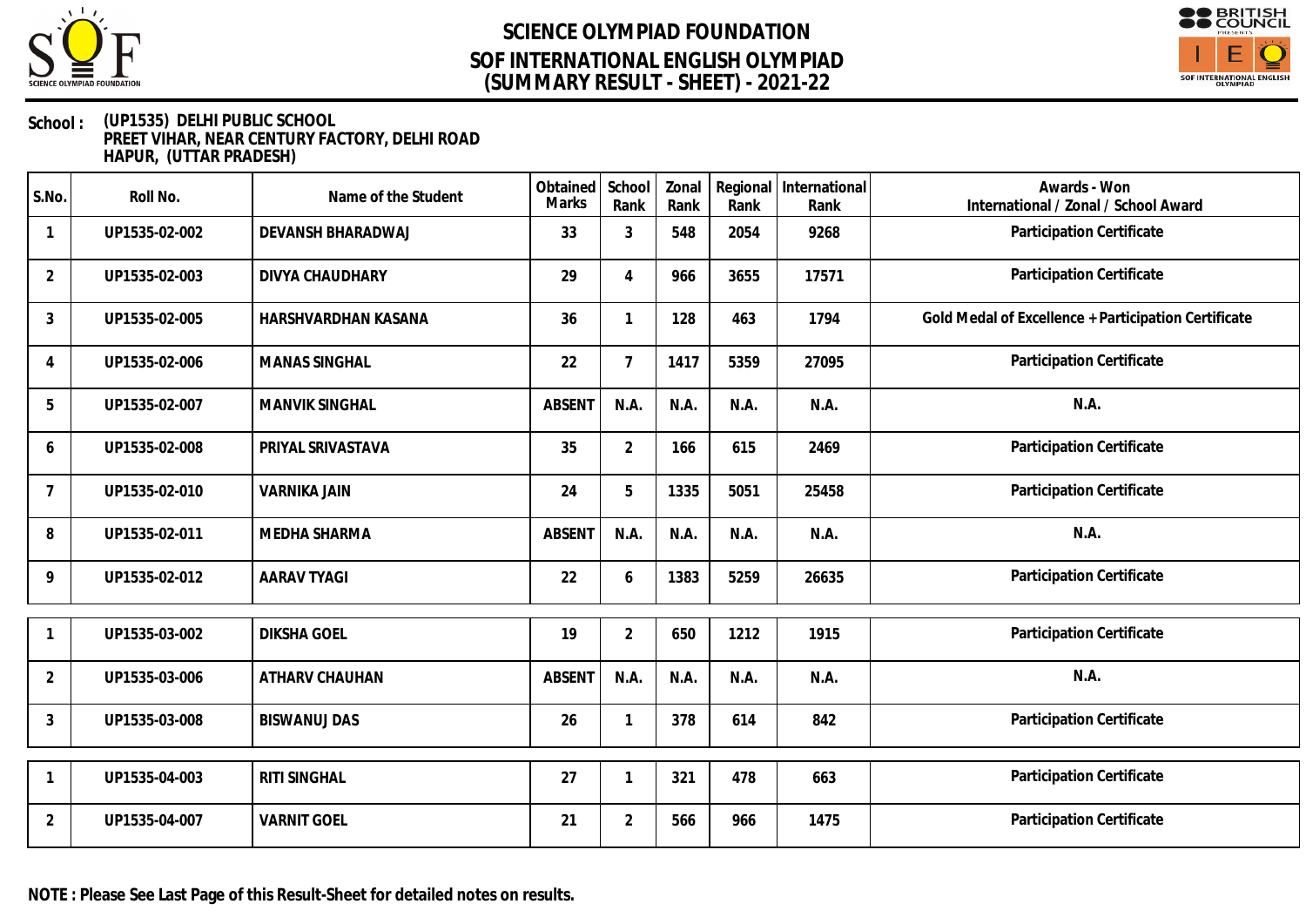# SCIENCE OLYMPIAD FOUNDATION
## SOF INTERNATIONAL ENGLISH OLYMPIAD
## (SUMMARY RESULT - SHEET) - 2021-22

**School :** (UP1535) DELHI PUBLIC SCHOOL
PREET VIHAR, NEAR CENTURY FACTORY, DELHI ROAD
HAPUR, (UTTAR PRADESH)

| S.No. | Roll No. | Name of the Student | Obtained Marks | School Rank | Zonal Rank | Regional Rank | International Rank | Awards - Won International / Zonal / School Award |
|---|---|---|---|---|---|---|---|---|
| 1 | UP1535-02-002 | DEVANSH BHARADWAJ | 33 | 3 | 548 | 2054 | 9268 | Participation Certificate |
| 2 | UP1535-02-003 | DIVYA CHAUDHARY | 29 | 4 | 966 | 3655 | 17571 | Participation Certificate |
| 3 | UP1535-02-005 | HARSHVARDHAN KASANA | 36 | 1 | 128 | 463 | 1794 | Gold Medal of Excellence + Participation Certificate |
| 4 | UP1535-02-006 | MANAS SINGHAL | 22 | 7 | 1417 | 5359 | 27095 | Participation Certificate |
| 5 | UP1535-02-007 | MANVIK SINGHAL | ABSENT | N.A. | N.A. | N.A. | N.A. | N.A. |
| 6 | UP1535-02-008 | PRIYAL SRIVASTAVA | 35 | 2 | 166 | 615 | 2469 | Participation Certificate |
| 7 | UP1535-02-010 | VARNIKA JAIN | 24 | 5 | 1335 | 5051 | 25458 | Participation Certificate |
| 8 | UP1535-02-011 | MEDHA SHARMA | ABSENT | N.A. | N.A. | N.A. | N.A. | N.A. |
| 9 | UP1535-02-012 | AARAV TYAGI | 22 | 6 | 1383 | 5259 | 26635 | Participation Certificate |
| 1 | UP1535-03-002 | DIKSHA GOEL | 19 | 2 | 650 | 1212 | 1915 | Participation Certificate |
| 2 | UP1535-03-006 | ATHARV CHAUHAN | ABSENT | N.A. | N.A. | N.A. | N.A. | N.A. |
| 3 | UP1535-03-008 | BISWANUJ DAS | 26 | 1 | 378 | 614 | 842 | Participation Certificate |
| 1 | UP1535-04-003 | RITI SINGHAL | 27 | 1 | 321 | 478 | 663 | Participation Certificate |
| 2 | UP1535-04-007 | VARNIT GOEL | 21 | 2 | 566 | 966 | 1475 | Participation Certificate |

**NOTE : Please See Last Page of this Result-Sheet for detailed notes on results.**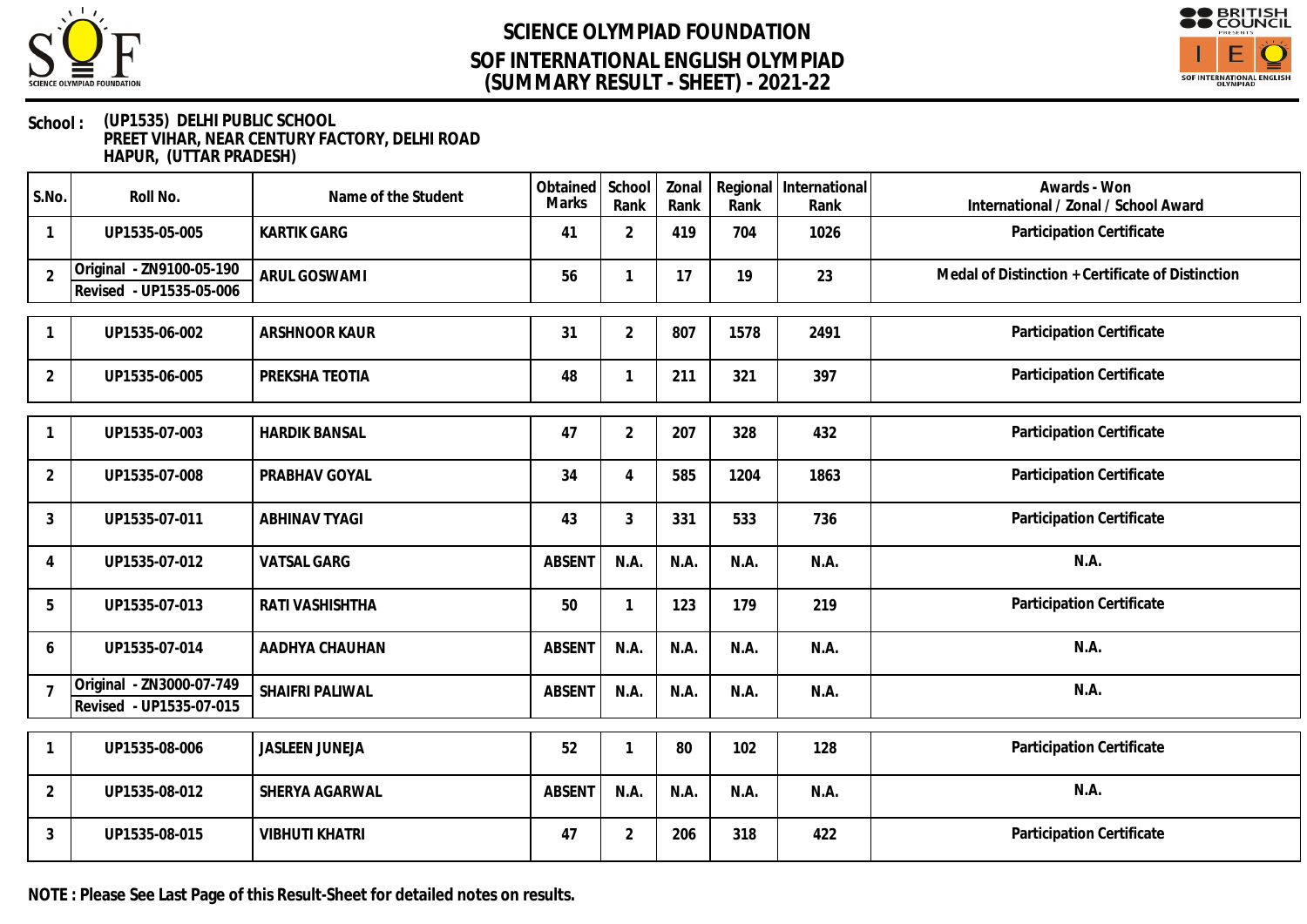# SCIENCE OLYMPIAD FOUNDATION
## SOF INTERNATIONAL ENGLISH OLYMPIAD
## (SUMMARY RESULT - SHEET) - 2021-22

**School :** (UP1535) DELHI PUBLIC SCHOOL
PREET VIHAR, NEAR CENTURY FACTORY, DELHI ROAD
HAPUR, (UTTAR PRADESH)

| S.No. | Roll No. | Name of the Student | Obtained Marks | School Rank | Zonal Rank | Regional Rank | International Rank | Awards - Won International / Zonal / School Award |
|---|---|---|---|---|---|---|---|---|
| 1 | UP1535-05-005 | KARTIK GARG | 41 | 2 | 419 | 704 | 1026 | Participation Certificate |
| 2 | Original - ZN9100-05-190<br>Revised - UP1535-05-006 | ARUL GOSWAMI | 56 | 1 | 17 | 19 | 23 | Medal of Distinction + Certificate of Distinction |
| 1 | UP1535-06-002 | ARSHNOOR KAUR | 31 | 2 | 807 | 1578 | 2491 | Participation Certificate |
| 2 | UP1535-06-005 | PREKSHA TEOTIA | 48 | 1 | 211 | 321 | 397 | Participation Certificate |
| 1 | UP1535-07-003 | HARDIK BANSAL | 47 | 2 | 207 | 328 | 432 | Participation Certificate |
| 2 | UP1535-07-008 | PRABHAV GOYAL | 34 | 4 | 585 | 1204 | 1863 | Participation Certificate |
| 3 | UP1535-07-011 | ABHINAV TYAGI | 43 | 3 | 331 | 533 | 736 | Participation Certificate |
| 4 | UP1535-07-012 | VATSAL GARG | ABSENT | N.A. | N.A. | N.A. | N.A. | N.A. |
| 5 | UP1535-07-013 | RATI VASHISHTHA | 50 | 1 | 123 | 179 | 219 | Participation Certificate |
| 6 | UP1535-07-014 | AADHYA CHAUHAN | ABSENT | N.A. | N.A. | N.A. | N.A. | N.A. |
| 7 | Original - ZN3000-07-749<br>Revised - UP1535-07-015 | SHAIFRI PALIWAL | ABSENT | N.A. | N.A. | N.A. | N.A. | N.A. |
| 1 | UP1535-08-006 | JASLEEN JUNEJA | 52 | 1 | 80 | 102 | 128 | Participation Certificate |
| 2 | UP1535-08-012 | SHERYA AGARWAL | ABSENT | N.A. | N.A. | N.A. | N.A. | N.A. |
| 3 | UP1535-08-015 | VIBHUTI KHATRI | 47 | 2 | 206 | 318 | 422 | Participation Certificate |

**NOTE : Please See Last Page of this Result-Sheet for detailed notes on results.**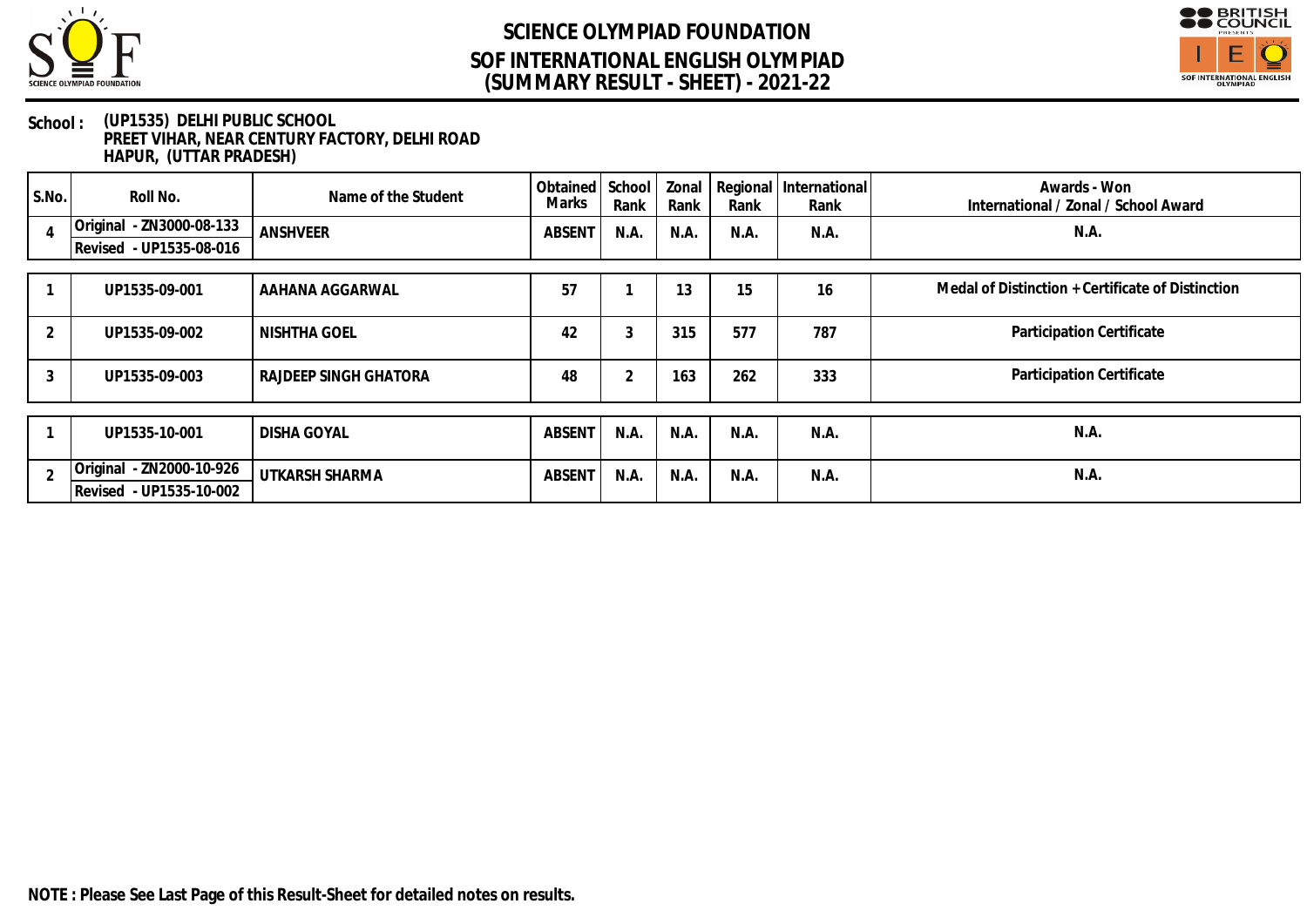# SCIENCE OLYMPIAD FOUNDATION
## SOF INTERNATIONAL ENGLISH OLYMPIAD
## (SUMMARY RESULT - SHEET) - 2021-22

**School :** (UP1535) DELHI PUBLIC SCHOOL
PREET VIHAR, NEAR CENTURY FACTORY, DELHI ROAD
HAPUR, (UTTAR PRADESH)

| S.No. | Roll No. | Name of the Student | Obtained Marks | School Rank | Zonal Rank | Regional Rank | International Rank | Awards - Won International / Zonal / School Award |
|---|---|---|---|---|---|---|---|---|
| 4 | Original - ZN3000-08-133<br>Revised - UP1535-08-016 | ANSHVEER | ABSENT | N.A. | N.A. | N.A. | N.A. | N.A. |
| 1 | UP1535-09-001 | AAHANA AGGARWAL | 57 | 1 | 13 | 15 | 16 | Medal of Distinction + Certificate of Distinction |
| 2 | UP1535-09-002 | NISHTHA GOEL | 42 | 3 | 315 | 577 | 787 | Participation Certificate |
| 3 | UP1535-09-003 | RAJDEEP SINGH GHATORA | 48 | 2 | 163 | 262 | 333 | Participation Certificate |
| 1 | UP1535-10-001 | DISHA GOYAL | ABSENT | N.A. | N.A. | N.A. | N.A. | N.A. |
| 2 | Original - ZN2000-10-926<br>Revised - UP1535-10-002 | UTKARSH SHARMA | ABSENT | N.A. | N.A. | N.A. | N.A. | N.A. |

**NOTE : Please See Last Page of this Result-Sheet for detailed notes on results.**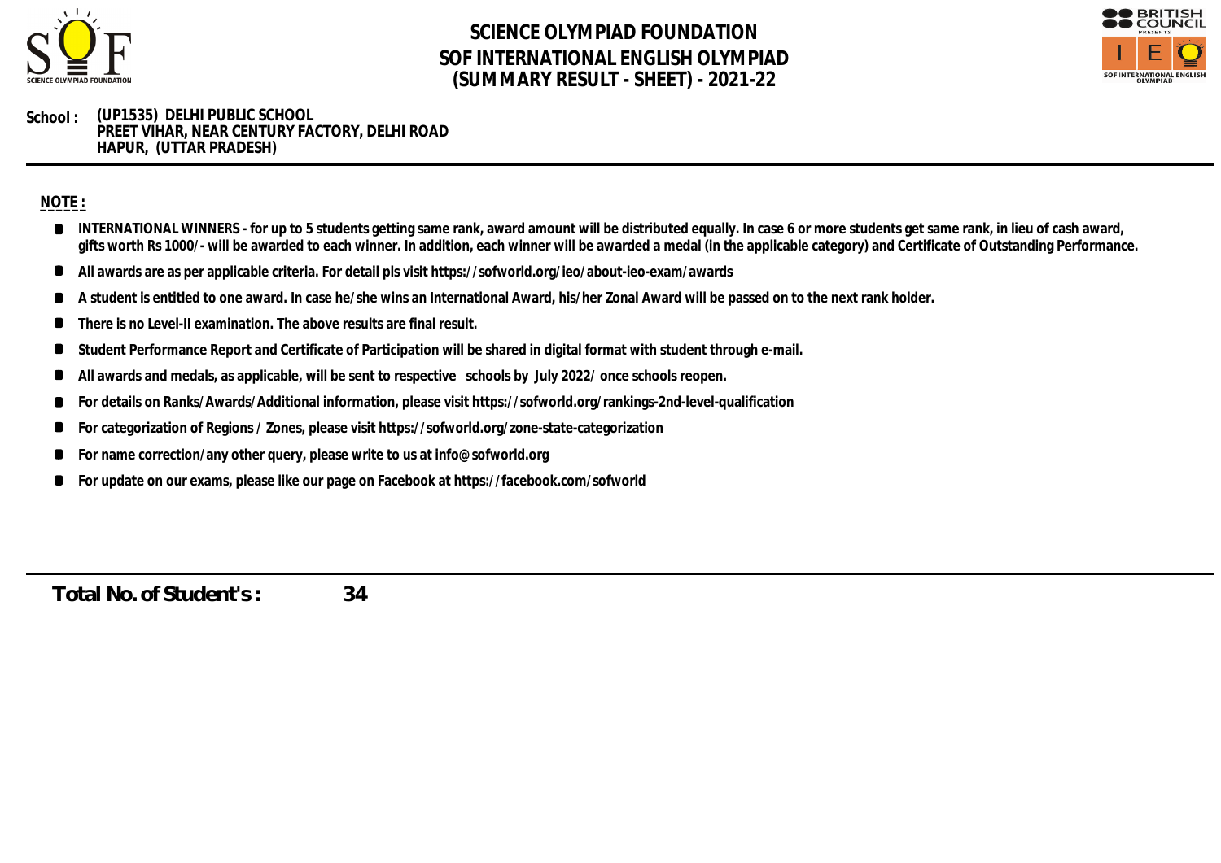# SCIENCE OLYMPIAD FOUNDATION
## SOF INTERNATIONAL ENGLISH OLYMPIAD
## (SUMMARY RESULT - SHEET) - 2021-22

**School :** **(UP1535) DELHI PUBLIC SCHOOL**
**PREET VIHAR, NEAR CENTURY FACTORY, DELHI ROAD**
**HAPUR, (UTTAR PRADESH)**

**NOTE :**

- INTERNATIONAL WINNERS - for up to 5 students getting same rank, award amount will be distributed equally. In case 6 or more students get same rank, in lieu of cash award, gifts worth Rs 1000/- will be awarded to each winner. In addition, each winner will be awarded a medal (in the applicable category) and Certificate of Outstanding Performance.
- All awards are as per applicable criteria. For detail pls visit https://sofworld.org/ieo/about-ieo-exam/awards
- A student is entitled to one award. In case he/she wins an International Award, his/her Zonal Award will be passed on to the next rank holder.
- There is no Level-II examination. The above results are final result.
- Student Performance Report and Certificate of Participation will be shared in digital format with student through e-mail.
- All awards and medals, as applicable, will be sent to respective schools by July 2022/ once schools reopen.
- For details on Ranks/Awards/Additional information, please visit https://sofworld.org/rankings-2nd-level-qualification
- For categorization of Regions / Zones, please visit https://sofworld.org/zone-state-categorization
- For name correction/any other query, please write to us at info@sofworld.org
- For update on our exams, please like our page on Facebook at https://facebook.com/sofworld

**Total No. of Student's : 34**